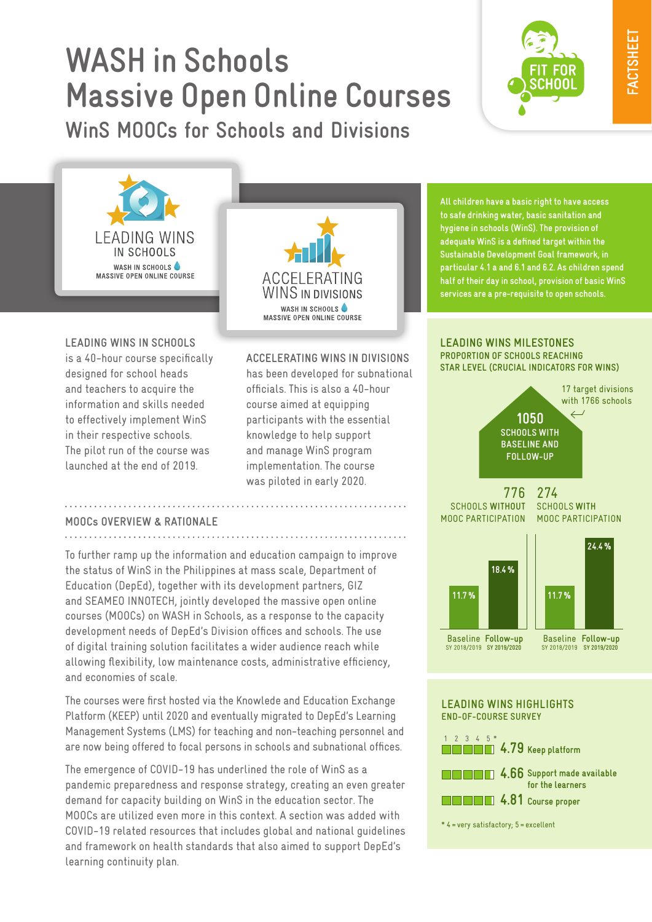# WASH in Schools Massive Open Online Courses

## WinS MOOCs for Schools and Divisions

FIT FOR SCHOOL

FACTSHEET

LEADING WINS IN SCHOOLS
WASH IN SCHOOLS MASSIVE OPEN ONLINE COURSE

ACCELERATING WINS IN DIVISIONS
WASH IN SCHOOLS MASSIVE OPEN ONLINE COURSE

All children have a basic right to have access to safe drinking water, basic sanitation and hygiene in schools (WinS). The provision of adequate WinS is a defined target within the Sustainable Development Goal framework, in particular 4.1 a and 6.1 and 6.2. As children spend half of their day in school, provision of basic WinS services are a pre-requisite to open schools.

**LEADING WINS IN SCHOOLS** is a 40-hour course specifically designed for school heads and teachers to acquire the information and skills needed to effectively implement WinS in their respective schools. The pilot run of the course was launched at the end of 2019.

**ACCELERATING WINS IN DIVISIONS** has been developed for subnational officials. This is also a 40-hour course aimed at equipping participants with the essential knowledge to help support and manage WinS program implementation. The course was piloted in early 2020.

### MOOCs OVERVIEW & RATIONALE

To further ramp up the information and education campaign to improve the status of WinS in the Philippines at mass scale, Department of Education (DepEd), together with its development partners, GIZ and SEAMEO INNOTECH, jointly developed the massive open online courses (MOOCs) on WASH in Schools, as a response to the capacity development needs of DepEd's Division offices and schools. The use of digital training solution facilitates a wider audience reach while allowing flexibility, low maintenance costs, administrative efficiency, and economies of scale.

The courses were first hosted via the Knowlede and Education Exchange Platform (KEEP) until 2020 and eventually migrated to DepEd's Learning Management Systems (LMS) for teaching and non-teaching personnel and are now being offered to focal persons in schools and subnational offices.

The emergence of COVID-19 has underlined the role of WinS as a pandemic preparedness and response strategy, creating an even greater demand for capacity building on WinS in the education sector. The MOOCs are utilized even more in this context. A section was added with COVID-19 related resources that includes global and national guidelines and framework on health standards that also aimed to support DepEd's learning continuity plan.

### LEADING WINS MILESTONES

PROPORTION OF SCHOOLS REACHING STAR LEVEL (CRUCIAL INDICATORS FOR WINS)

17 target divisions with 1766 schools

**1050** SCHOOLS WITH BASELINE AND FOLLOW-UP

| | 776 SCHOOLS WITHOUT MOOC PARTICIPATION | 274 SCHOOLS WITH MOOC PARTICIPATION |
|---|---|---|
| Baseline SY 2018/2019 | 11.7 % | 11.7 % |
| Follow-up SY 2019/2020 | 18.4 % | 24.4 % |

### LEADING WINS HIGHLIGHTS

END-OF-COURSE SURVEY

| Score (1–5*) | Item |
|---|---|
| 4.79 | Keep platform |
| 4.66 | Support made available for the learners |
| 4.81 | Course proper |

\* 4 = very satisfactory; 5 = excellent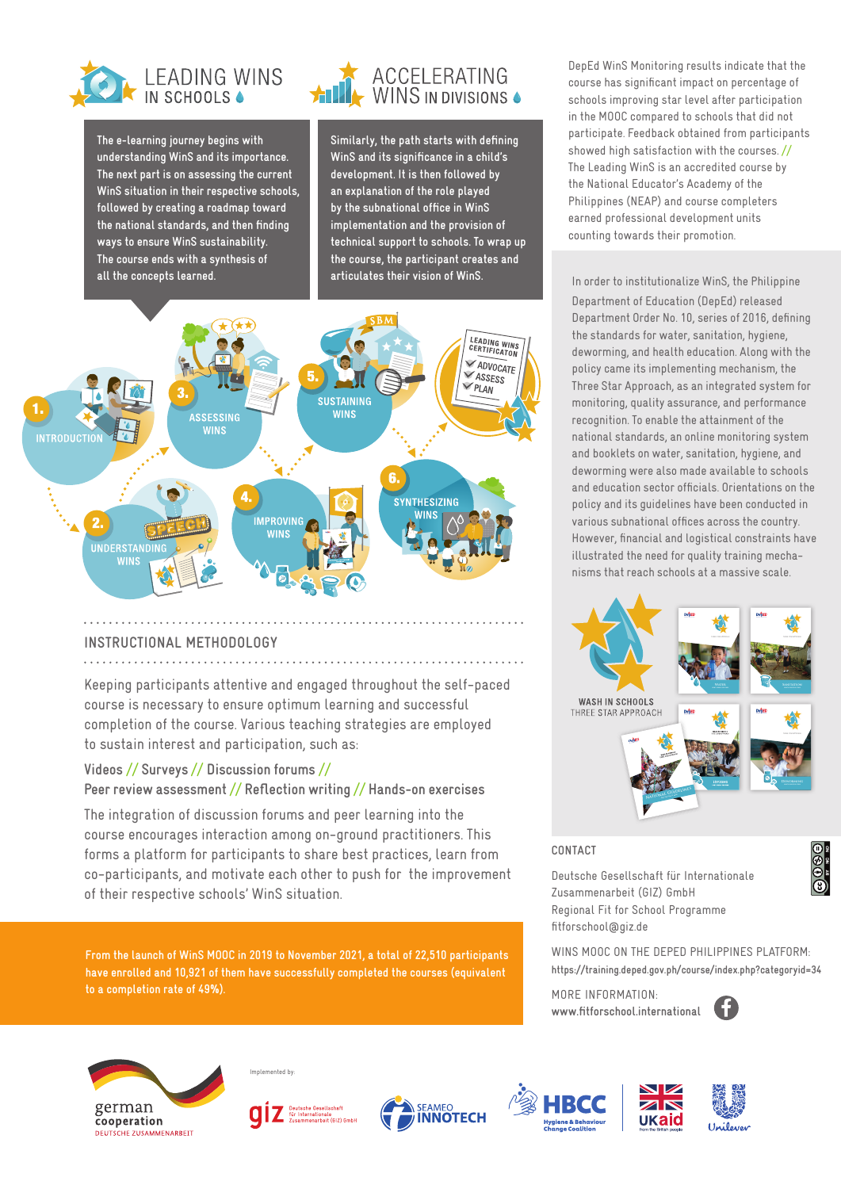## LEADING WINS IN SCHOOLS

The e-learning journey begins with understanding WinS and its importance. The next part is on assessing the current WinS situation in their respective schools, followed by creating a roadmap toward the national standards, and then finding ways to ensure WinS sustainability. The course ends with a synthesis of all the concepts learned.

## ACCELERATING WINS IN DIVISIONS

Similarly, the path starts with defining WinS and its significance in a child's development. It is then followed by an explanation of the role played by the subnational office in WinS implementation and the provision of technical support to schools. To wrap up the course, the participant creates and articulates their vision of WinS.

1. INTRODUCTION
2. UNDERSTANDING WINS
3. ASSESSING WINS
4. IMPROVING WINS
5. SUSTAINING WINS
6. SYNTHESIZING WINS

## INSTRUCTIONAL METHODOLOGY

Keeping participants attentive and engaged throughout the self-paced course is necessary to ensure optimum learning and successful completion of the course. Various teaching strategies are employed to sustain interest and participation, such as:

Videos // Surveys // Discussion forums //
Peer review assessment // Reflection writing // Hands-on exercises

The integration of discussion forums and peer learning into the course encourages interaction among on-ground practitioners. This forms a platform for participants to share best practices, learn from co-participants, and motivate each other to push for the improvement of their respective schools' WinS situation.

**From the launch of WinS MOOC in 2019 to November 2021, a total of 22,510 participants have enrolled and 10,921 of them have successfully completed the courses (equivalent to a completion rate of 49%).**

DepEd WinS Monitoring results indicate that the course has significant impact on percentage of schools improving star level after participation in the MOOC compared to schools that did not participate. Feedback obtained from participants showed high satisfaction with the courses. // The Leading WinS is an accredited course by the National Educator's Academy of the Philippines (NEAP) and course completers earned professional development units counting towards their promotion.

In order to institutionalize WinS, the Philippine Department of Education (DepEd) released Department Order No. 10, series of 2016, defining the standards for water, sanitation, hygiene, deworming, and health education. Along with the policy came its implementing mechanism, the Three Star Approach, as an integrated system for monitoring, quality assurance, and performance recognition. To enable the attainment of the national standards, an online monitoring system and booklets on water, sanitation, hygiene, and deworming were also made available to schools and education sector officials. Orientations on the policy and its guidelines have been conducted in various subnational offices across the country. However, financial and logistical constraints have illustrated the need for quality training mechanisms that reach schools at a massive scale.

WASH IN SCHOOLS
THREE STAR APPROACH

### CONTACT

Deutsche Gesellschaft für Internationale Zusammenarbeit (GIZ) GmbH
Regional Fit for School Programme
fitforschool@giz.de

WINS MOOC ON THE DEPED PHILIPPINES PLATFORM:
https://training.deped.gov.ph/course/index.php?categoryid=34

MORE INFORMATION:
www.fitforschool.international

german cooperation
DEUTSCHE ZUSAMMENARBEIT

Implemented by:
giz Deutsche Gesellschaft für Internationale Zusammenarbeit (GIZ) GmbH

SEAMEO INNOTECH
HBCC Hygiene & Behaviour Change Coalition
UKaid from the British people
Unilever